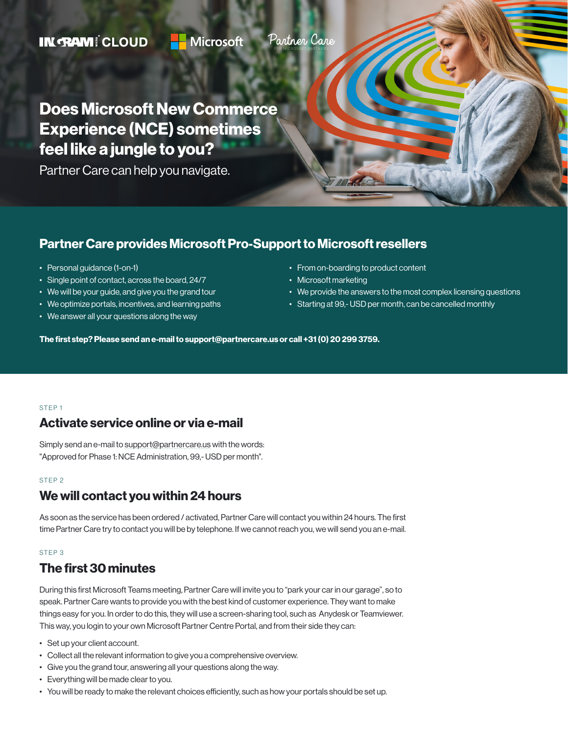INGRAM CLOUD | Microsoft | Partner Care FOR MICROSOFT PARTNERS

# Does Microsoft New Commerce Experience (NCE) sometimes feel like a jungle to you?

Partner Care can help you navigate.

## Partner Care provides Microsoft Pro-Support to Microsoft resellers

- Personal guidance (1-on-1)
- Single point of contact, across the board, 24/7
- We will be your guide, and give you the grand tour
- We optimize portals, incentives, and learning paths
- We answer all your questions along the way
- From on-boarding to product content
- Microsoft marketing
- We provide the answers to the most complex licensing questions
- Starting at 99,- USD per month, can be cancelled monthly

**The first step? Please send an e-mail to support@partnercare.us or call +31 (0) 20 299 3759.**

STEP 1

### Activate service online or via e-mail

Simply send an e-mail to support@partnercare.us with the words: "Approved for Phase 1: NCE Administration, 99,- USD per month".

STEP 2

### We will contact you within 24 hours

As soon as the service has been ordered / activated, Partner Care will contact you within 24 hours. The first time Partner Care try to contact you will be by telephone. If we cannot reach you, we will send you an e-mail.

STEP 3

### The first 30 minutes

During this first Microsoft Teams meeting, Partner Care will invite you to "park your car in our garage", so to speak. Partner Care wants to provide you with the best kind of customer experience. They want to make things easy for you. In order to do this, they will use a screen-sharing tool, such as Anydesk or Teamviewer. This way, you login to your own Microsoft Partner Centre Portal, and from their side they can:

- Set up your client account.
- Collect all the relevant information to give you a comprehensive overview.
- Give you the grand tour, answering all your questions along the way.
- Everything will be made clear to you.
- You will be ready to make the relevant choices efficiently, such as how your portals should be set up.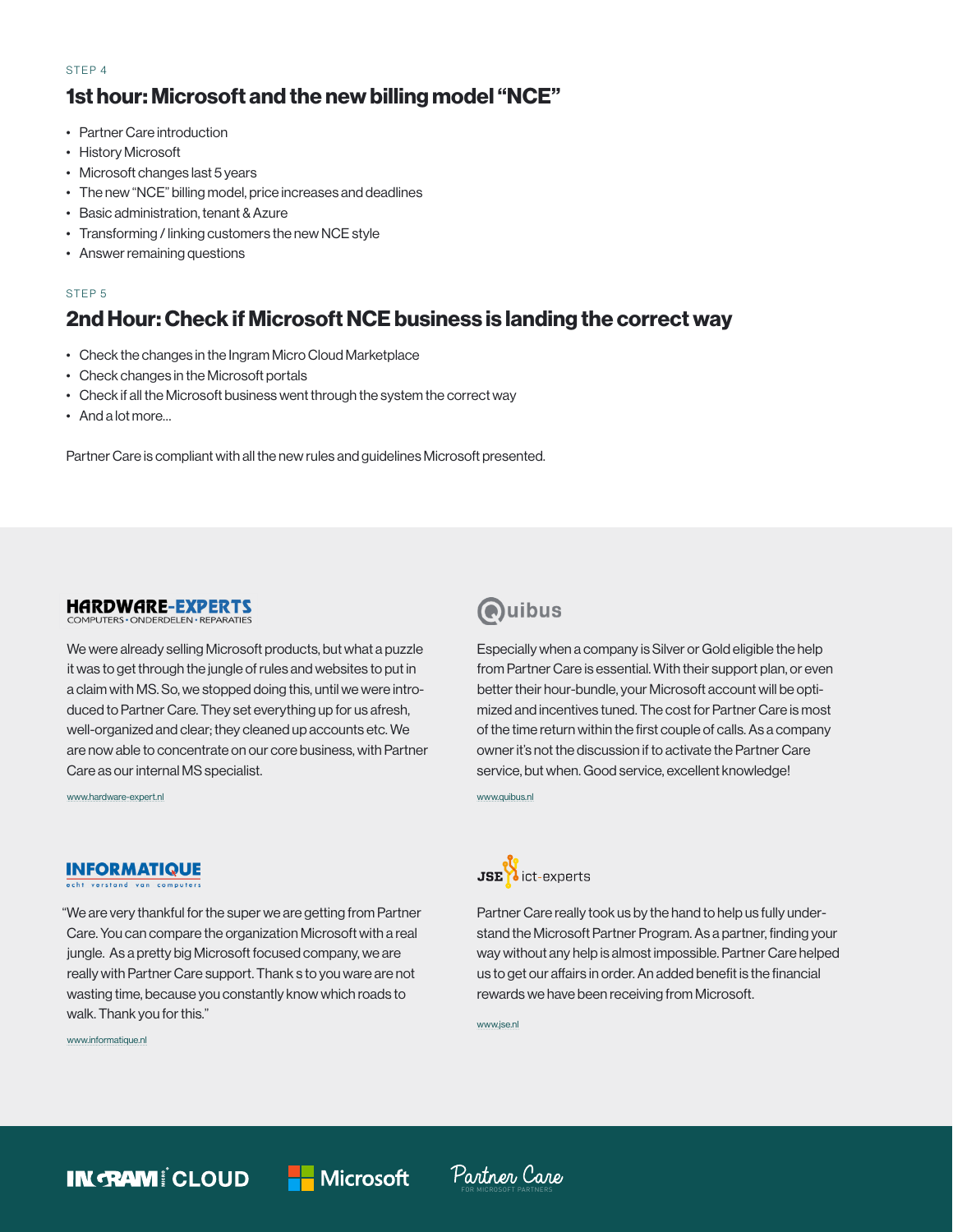STEP 4

## 1st hour: Microsoft and the new billing model "NCE"

- Partner Care introduction
- History Microsoft
- Microsoft changes last 5 years
- The new "NCE" billing model, price increases and deadlines
- Basic administration, tenant & Azure
- Transforming / linking customers the new NCE style
- Answer remaining questions

STEP 5

## 2nd Hour: Check if Microsoft NCE business is landing the correct way

- Check the changes in the Ingram Micro Cloud Marketplace
- Check changes in the Microsoft portals
- Check if all the Microsoft business went through the system the correct way
- And a lot more...

Partner Care is compliant with all the new rules and guidelines Microsoft presented.

**HARDWARE-EXPERTS**
COMPUTERS • ONDERDELEN • REPARATIES

We were already selling Microsoft products, but what a puzzle it was to get through the jungle of rules and websites to put in a claim with MS. So, we stopped doing this, until we were introduced to Partner Care. They set everything up for us afresh, well-organized and clear; they cleaned up accounts etc. We are now able to concentrate on our core business, with Partner Care as our internal MS specialist.

www.hardware-expert.nl

**Quibus**

Especially when a company is Silver or Gold eligible the help from Partner Care is essential. With their support plan, or even better their hour-bundle, your Microsoft account will be optimized and incentives tuned. The cost for Partner Care is most of the time return within the first couple of calls. As a company owner it's not the discussion if to activate the Partner Care service, but when. Good service, excellent knowledge!

www.quibus.nl

**INFORMATIQUE**
echt verstand van computers

"We are very thankful for the super we are getting from Partner Care. You can compare the organization Microsoft with a real jungle. As a pretty big Microsoft focused company, we are really with Partner Care support. Thank s to you ware are not wasting time, because you constantly know which roads to walk. Thank you for this."

www.informatique.nl

**JSE ict-experts**

Partner Care really took us by the hand to help us fully understand the Microsoft Partner Program. As a partner, finding your way without any help is almost impossible. Partner Care helped us to get our affairs in order. An added benefit is the financial rewards we have been receiving from Microsoft.

www.jse.nl

INGRAM MICRO CLOUD | Microsoft | Partner Care FOR MICROSOFT PARTNERS